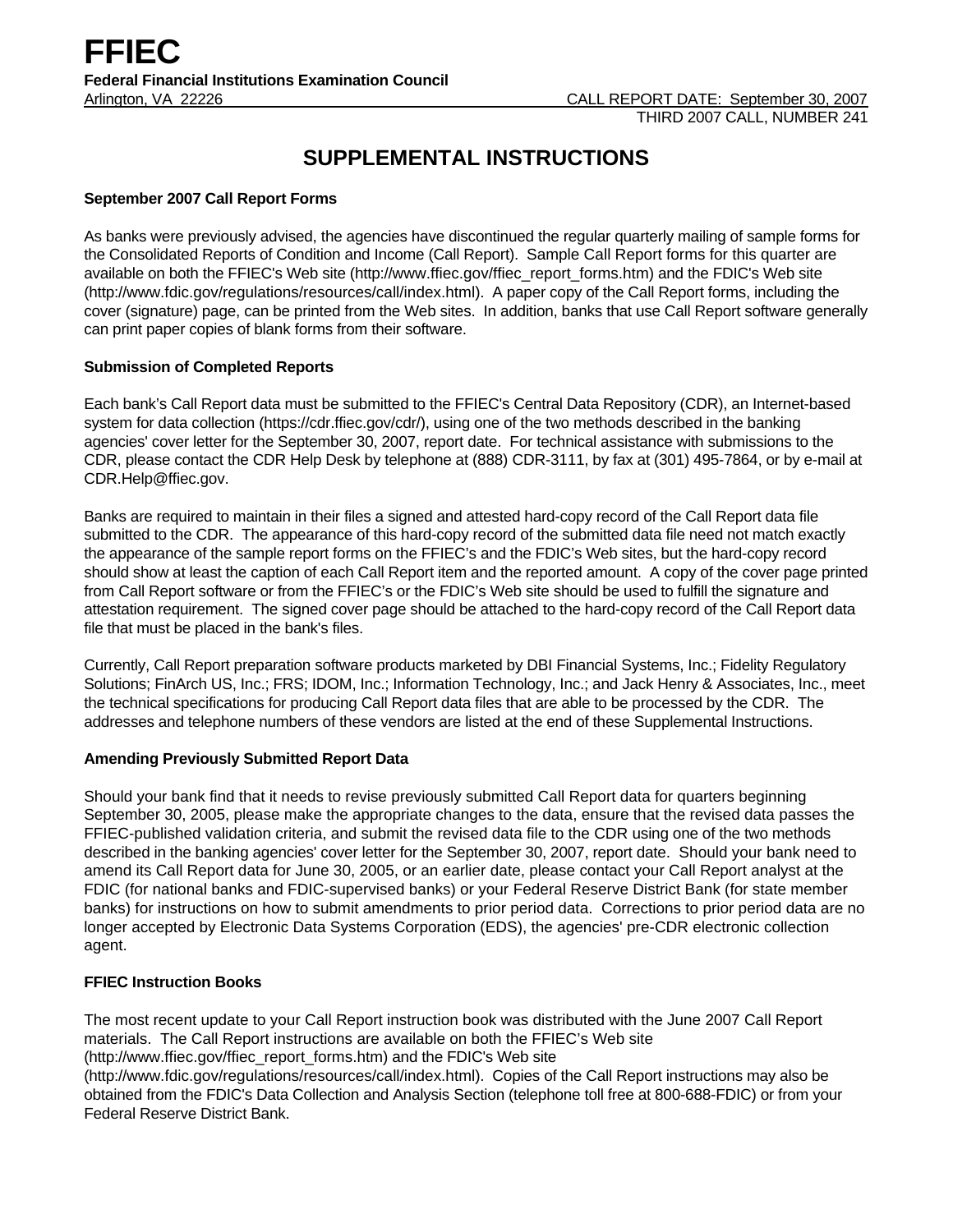# FFIEC

**Federal Financial Institutions Examination Council**

Arlington, VA 22226 CALL REPORT DATE: September 30, 2007

THIRD 2007 CALL, NUMBER 241

## SUPPLEMENTAL INSTRUCTIONS

**September 2007 Call Report Forms**

As banks were previously advised, the agencies have discontinued the regular quarterly mailing of sample forms for the Consolidated Reports of Condition and Income (Call Report). Sample Call Report forms for this quarter are available on both the FFIEC's Web site (http://www.ffiec.gov/ffiec_report_forms.htm) and the FDIC's Web site (http://www.fdic.gov/regulations/resources/call/index.html). A paper copy of the Call Report forms, including the cover (signature) page, can be printed from the Web sites. In addition, banks that use Call Report software generally can print paper copies of blank forms from their software.

**Submission of Completed Reports**

Each bank's Call Report data must be submitted to the FFIEC's Central Data Repository (CDR), an Internet-based system for data collection (https://cdr.ffiec.gov/cdr/), using one of the two methods described in the banking agencies' cover letter for the September 30, 2007, report date. For technical assistance with submissions to the CDR, please contact the CDR Help Desk by telephone at (888) CDR-3111, by fax at (301) 495-7864, or by e-mail at CDR.Help@ffiec.gov.

Banks are required to maintain in their files a signed and attested hard-copy record of the Call Report data file submitted to the CDR. The appearance of this hard-copy record of the submitted data file need not match exactly the appearance of the sample report forms on the FFIEC's and the FDIC's Web sites, but the hard-copy record should show at least the caption of each Call Report item and the reported amount. A copy of the cover page printed from Call Report software or from the FFIEC's or the FDIC's Web site should be used to fulfill the signature and attestation requirement. The signed cover page should be attached to the hard-copy record of the Call Report data file that must be placed in the bank's files.

Currently, Call Report preparation software products marketed by DBI Financial Systems, Inc.; Fidelity Regulatory Solutions; FinArch US, Inc.; FRS; IDOM, Inc.; Information Technology, Inc.; and Jack Henry & Associates, Inc., meet the technical specifications for producing Call Report data files that are able to be processed by the CDR. The addresses and telephone numbers of these vendors are listed at the end of these Supplemental Instructions.

**Amending Previously Submitted Report Data**

Should your bank find that it needs to revise previously submitted Call Report data for quarters beginning September 30, 2005, please make the appropriate changes to the data, ensure that the revised data passes the FFIEC-published validation criteria, and submit the revised data file to the CDR using one of the two methods described in the banking agencies' cover letter for the September 30, 2007, report date. Should your bank need to amend its Call Report data for June 30, 2005, or an earlier date, please contact your Call Report analyst at the FDIC (for national banks and FDIC-supervised banks) or your Federal Reserve District Bank (for state member banks) for instructions on how to submit amendments to prior period data. Corrections to prior period data are no longer accepted by Electronic Data Systems Corporation (EDS), the agencies' pre-CDR electronic collection agent.

**FFIEC Instruction Books**

The most recent update to your Call Report instruction book was distributed with the June 2007 Call Report materials. The Call Report instructions are available on both the FFIEC's Web site (http://www.ffiec.gov/ffiec_report_forms.htm) and the FDIC's Web site (http://www.fdic.gov/regulations/resources/call/index.html). Copies of the Call Report instructions may also be obtained from the FDIC's Data Collection and Analysis Section (telephone toll free at 800-688-FDIC) or from your Federal Reserve District Bank.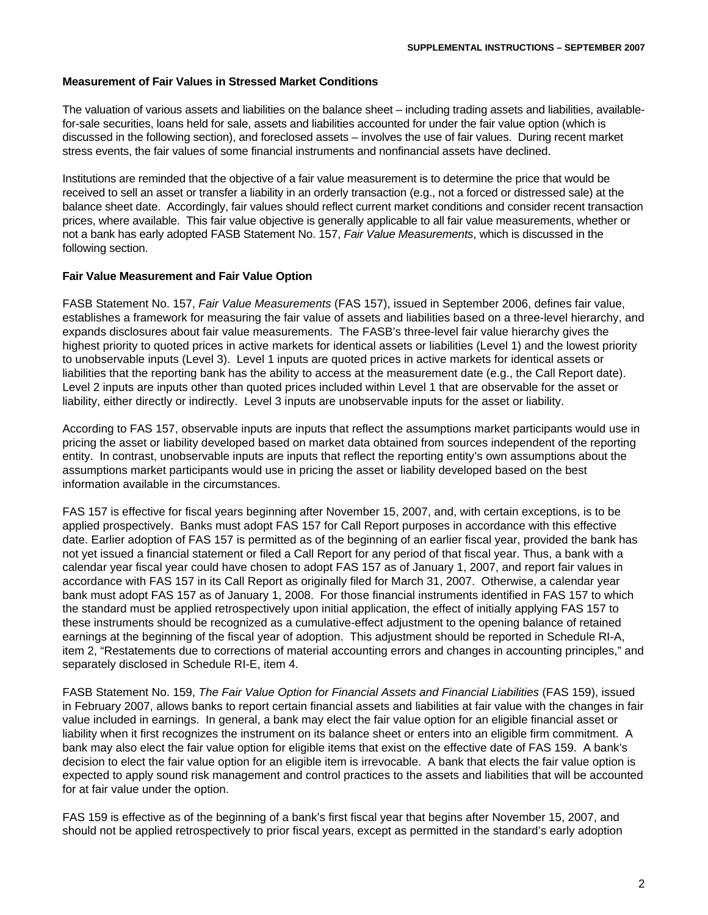**Measurement of Fair Values in Stressed Market Conditions**

The valuation of various assets and liabilities on the balance sheet – including trading assets and liabilities, available-for-sale securities, loans held for sale, assets and liabilities accounted for under the fair value option (which is discussed in the following section), and foreclosed assets – involves the use of fair values. During recent market stress events, the fair values of some financial instruments and nonfinancial assets have declined.

Institutions are reminded that the objective of a fair value measurement is to determine the price that would be received to sell an asset or transfer a liability in an orderly transaction (e.g., not a forced or distressed sale) at the balance sheet date. Accordingly, fair values should reflect current market conditions and consider recent transaction prices, where available. This fair value objective is generally applicable to all fair value measurements, whether or not a bank has early adopted FASB Statement No. 157, *Fair Value Measurements*, which is discussed in the following section.

**Fair Value Measurement and Fair Value Option**

FASB Statement No. 157, *Fair Value Measurements* (FAS 157), issued in September 2006, defines fair value, establishes a framework for measuring the fair value of assets and liabilities based on a three-level hierarchy, and expands disclosures about fair value measurements. The FASB's three-level fair value hierarchy gives the highest priority to quoted prices in active markets for identical assets or liabilities (Level 1) and the lowest priority to unobservable inputs (Level 3). Level 1 inputs are quoted prices in active markets for identical assets or liabilities that the reporting bank has the ability to access at the measurement date (e.g., the Call Report date). Level 2 inputs are inputs other than quoted prices included within Level 1 that are observable for the asset or liability, either directly or indirectly. Level 3 inputs are unobservable inputs for the asset or liability.

According to FAS 157, observable inputs are inputs that reflect the assumptions market participants would use in pricing the asset or liability developed based on market data obtained from sources independent of the reporting entity. In contrast, unobservable inputs are inputs that reflect the reporting entity's own assumptions about the assumptions market participants would use in pricing the asset or liability developed based on the best information available in the circumstances.

FAS 157 is effective for fiscal years beginning after November 15, 2007, and, with certain exceptions, is to be applied prospectively. Banks must adopt FAS 157 for Call Report purposes in accordance with this effective date. Earlier adoption of FAS 157 is permitted as of the beginning of an earlier fiscal year, provided the bank has not yet issued a financial statement or filed a Call Report for any period of that fiscal year. Thus, a bank with a calendar year fiscal year could have chosen to adopt FAS 157 as of January 1, 2007, and report fair values in accordance with FAS 157 in its Call Report as originally filed for March 31, 2007. Otherwise, a calendar year bank must adopt FAS 157 as of January 1, 2008. For those financial instruments identified in FAS 157 to which the standard must be applied retrospectively upon initial application, the effect of initially applying FAS 157 to these instruments should be recognized as a cumulative-effect adjustment to the opening balance of retained earnings at the beginning of the fiscal year of adoption. This adjustment should be reported in Schedule RI-A, item 2, "Restatements due to corrections of material accounting errors and changes in accounting principles," and separately disclosed in Schedule RI-E, item 4.

FASB Statement No. 159, *The Fair Value Option for Financial Assets and Financial Liabilities* (FAS 159), issued in February 2007, allows banks to report certain financial assets and liabilities at fair value with the changes in fair value included in earnings. In general, a bank may elect the fair value option for an eligible financial asset or liability when it first recognizes the instrument on its balance sheet or enters into an eligible firm commitment. A bank may also elect the fair value option for eligible items that exist on the effective date of FAS 159. A bank's decision to elect the fair value option for an eligible item is irrevocable. A bank that elects the fair value option is expected to apply sound risk management and control practices to the assets and liabilities that will be accounted for at fair value under the option.

FAS 159 is effective as of the beginning of a bank's first fiscal year that begins after November 15, 2007, and should not be applied retrospectively to prior fiscal years, except as permitted in the standard's early adoption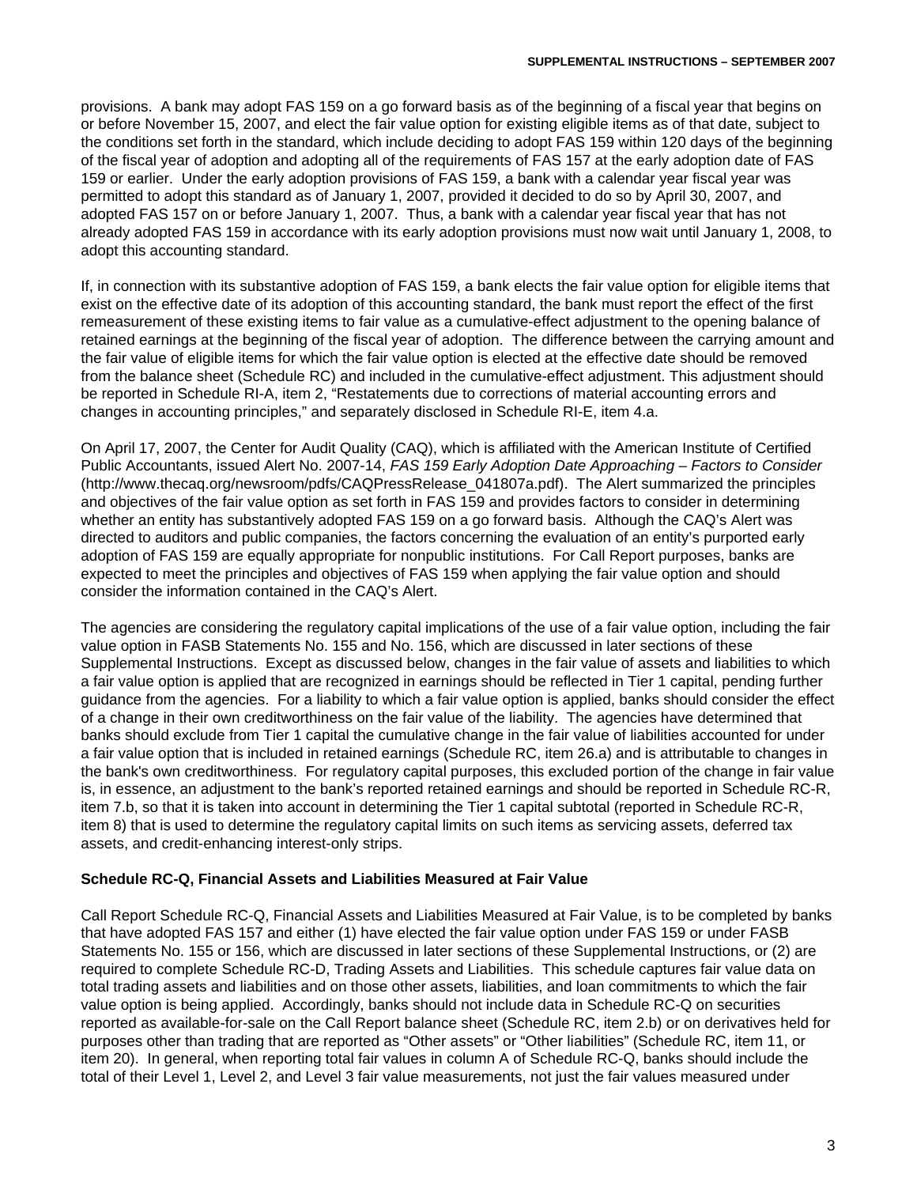provisions. A bank may adopt FAS 159 on a go forward basis as of the beginning of a fiscal year that begins on or before November 15, 2007, and elect the fair value option for existing eligible items as of that date, subject to the conditions set forth in the standard, which include deciding to adopt FAS 159 within 120 days of the beginning of the fiscal year of adoption and adopting all of the requirements of FAS 157 at the early adoption date of FAS 159 or earlier. Under the early adoption provisions of FAS 159, a bank with a calendar year fiscal year was permitted to adopt this standard as of January 1, 2007, provided it decided to do so by April 30, 2007, and adopted FAS 157 on or before January 1, 2007. Thus, a bank with a calendar year fiscal year that has not already adopted FAS 159 in accordance with its early adoption provisions must now wait until January 1, 2008, to adopt this accounting standard.

If, in connection with its substantive adoption of FAS 159, a bank elects the fair value option for eligible items that exist on the effective date of its adoption of this accounting standard, the bank must report the effect of the first remeasurement of these existing items to fair value as a cumulative-effect adjustment to the opening balance of retained earnings at the beginning of the fiscal year of adoption. The difference between the carrying amount and the fair value of eligible items for which the fair value option is elected at the effective date should be removed from the balance sheet (Schedule RC) and included in the cumulative-effect adjustment. This adjustment should be reported in Schedule RI-A, item 2, "Restatements due to corrections of material accounting errors and changes in accounting principles," and separately disclosed in Schedule RI-E, item 4.a.

On April 17, 2007, the Center for Audit Quality (CAQ), which is affiliated with the American Institute of Certified Public Accountants, issued Alert No. 2007-14, *FAS 159 Early Adoption Date Approaching – Factors to Consider* (http://www.thecaq.org/newsroom/pdfs/CAQPressRelease_041807a.pdf). The Alert summarized the principles and objectives of the fair value option as set forth in FAS 159 and provides factors to consider in determining whether an entity has substantively adopted FAS 159 on a go forward basis. Although the CAQ's Alert was directed to auditors and public companies, the factors concerning the evaluation of an entity's purported early adoption of FAS 159 are equally appropriate for nonpublic institutions. For Call Report purposes, banks are expected to meet the principles and objectives of FAS 159 when applying the fair value option and should consider the information contained in the CAQ's Alert.

The agencies are considering the regulatory capital implications of the use of a fair value option, including the fair value option in FASB Statements No. 155 and No. 156, which are discussed in later sections of these Supplemental Instructions. Except as discussed below, changes in the fair value of assets and liabilities to which a fair value option is applied that are recognized in earnings should be reflected in Tier 1 capital, pending further guidance from the agencies. For a liability to which a fair value option is applied, banks should consider the effect of a change in their own creditworthiness on the fair value of the liability. The agencies have determined that banks should exclude from Tier 1 capital the cumulative change in the fair value of liabilities accounted for under a fair value option that is included in retained earnings (Schedule RC, item 26.a) and is attributable to changes in the bank's own creditworthiness. For regulatory capital purposes, this excluded portion of the change in fair value is, in essence, an adjustment to the bank's reported retained earnings and should be reported in Schedule RC-R, item 7.b, so that it is taken into account in determining the Tier 1 capital subtotal (reported in Schedule RC-R, item 8) that is used to determine the regulatory capital limits on such items as servicing assets, deferred tax assets, and credit-enhancing interest-only strips.

**Schedule RC-Q, Financial Assets and Liabilities Measured at Fair Value**

Call Report Schedule RC-Q, Financial Assets and Liabilities Measured at Fair Value, is to be completed by banks that have adopted FAS 157 and either (1) have elected the fair value option under FAS 159 or under FASB Statements No. 155 or 156, which are discussed in later sections of these Supplemental Instructions, or (2) are required to complete Schedule RC-D, Trading Assets and Liabilities. This schedule captures fair value data on total trading assets and liabilities and on those other assets, liabilities, and loan commitments to which the fair value option is being applied. Accordingly, banks should not include data in Schedule RC-Q on securities reported as available-for-sale on the Call Report balance sheet (Schedule RC, item 2.b) or on derivatives held for purposes other than trading that are reported as "Other assets" or "Other liabilities" (Schedule RC, item 11, or item 20). In general, when reporting total fair values in column A of Schedule RC-Q, banks should include the total of their Level 1, Level 2, and Level 3 fair value measurements, not just the fair values measured under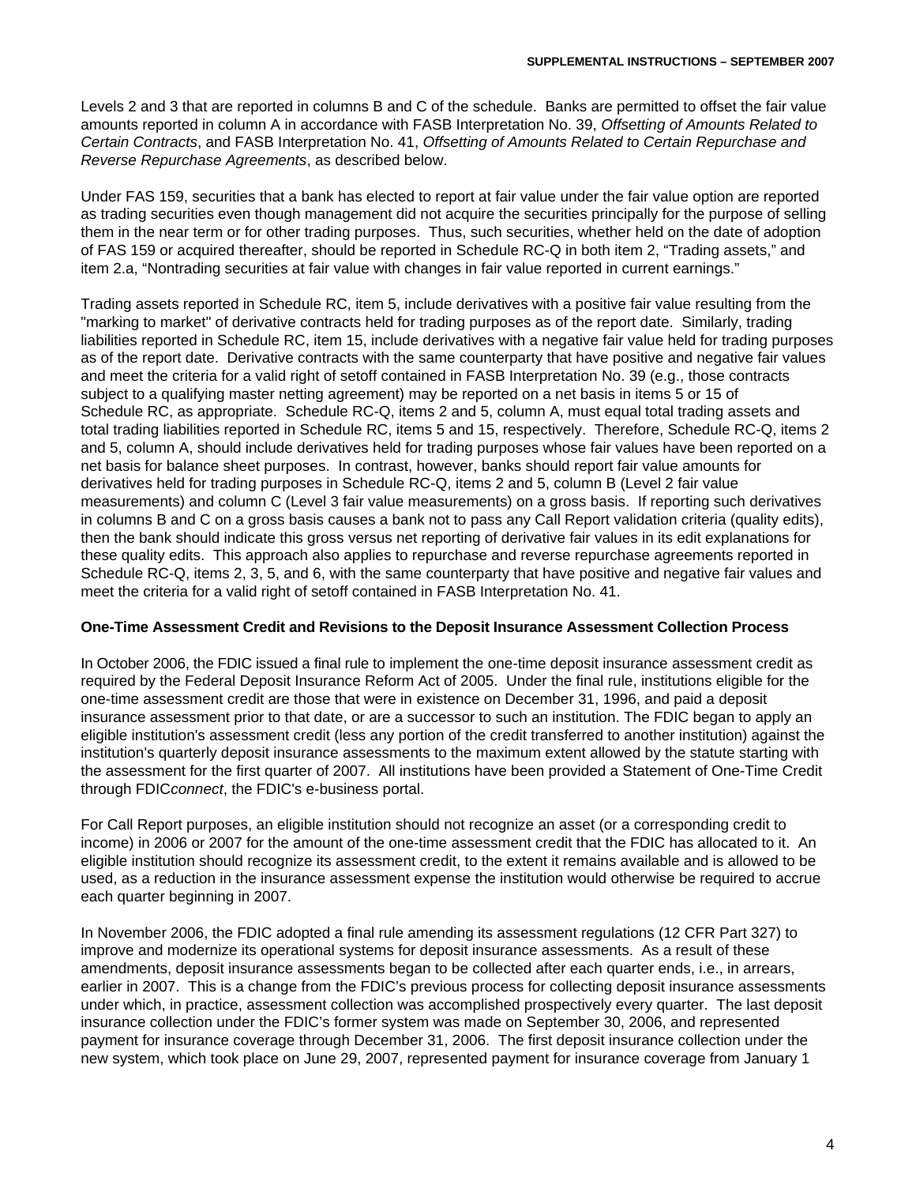Levels 2 and 3 that are reported in columns B and C of the schedule. Banks are permitted to offset the fair value amounts reported in column A in accordance with FASB Interpretation No. 39, *Offsetting of Amounts Related to Certain Contracts*, and FASB Interpretation No. 41, *Offsetting of Amounts Related to Certain Repurchase and Reverse Repurchase Agreements*, as described below.

Under FAS 159, securities that a bank has elected to report at fair value under the fair value option are reported as trading securities even though management did not acquire the securities principally for the purpose of selling them in the near term or for other trading purposes. Thus, such securities, whether held on the date of adoption of FAS 159 or acquired thereafter, should be reported in Schedule RC-Q in both item 2, "Trading assets," and item 2.a, "Nontrading securities at fair value with changes in fair value reported in current earnings."

Trading assets reported in Schedule RC, item 5, include derivatives with a positive fair value resulting from the "marking to market" of derivative contracts held for trading purposes as of the report date. Similarly, trading liabilities reported in Schedule RC, item 15, include derivatives with a negative fair value held for trading purposes as of the report date. Derivative contracts with the same counterparty that have positive and negative fair values and meet the criteria for a valid right of setoff contained in FASB Interpretation No. 39 (e.g., those contracts subject to a qualifying master netting agreement) may be reported on a net basis in items 5 or 15 of Schedule RC, as appropriate. Schedule RC-Q, items 2 and 5, column A, must equal total trading assets and total trading liabilities reported in Schedule RC, items 5 and 15, respectively. Therefore, Schedule RC-Q, items 2 and 5, column A, should include derivatives held for trading purposes whose fair values have been reported on a net basis for balance sheet purposes. In contrast, however, banks should report fair value amounts for derivatives held for trading purposes in Schedule RC-Q, items 2 and 5, column B (Level 2 fair value measurements) and column C (Level 3 fair value measurements) on a gross basis. If reporting such derivatives in columns B and C on a gross basis causes a bank not to pass any Call Report validation criteria (quality edits), then the bank should indicate this gross versus net reporting of derivative fair values in its edit explanations for these quality edits. This approach also applies to repurchase and reverse repurchase agreements reported in Schedule RC-Q, items 2, 3, 5, and 6, with the same counterparty that have positive and negative fair values and meet the criteria for a valid right of setoff contained in FASB Interpretation No. 41.

**One-Time Assessment Credit and Revisions to the Deposit Insurance Assessment Collection Process**

In October 2006, the FDIC issued a final rule to implement the one-time deposit insurance assessment credit as required by the Federal Deposit Insurance Reform Act of 2005. Under the final rule, institutions eligible for the one-time assessment credit are those that were in existence on December 31, 1996, and paid a deposit insurance assessment prior to that date, or are a successor to such an institution. The FDIC began to apply an eligible institution's assessment credit (less any portion of the credit transferred to another institution) against the institution's quarterly deposit insurance assessments to the maximum extent allowed by the statute starting with the assessment for the first quarter of 2007. All institutions have been provided a Statement of One-Time Credit through FDIC*connect*, the FDIC's e-business portal.

For Call Report purposes, an eligible institution should not recognize an asset (or a corresponding credit to income) in 2006 or 2007 for the amount of the one-time assessment credit that the FDIC has allocated to it. An eligible institution should recognize its assessment credit, to the extent it remains available and is allowed to be used, as a reduction in the insurance assessment expense the institution would otherwise be required to accrue each quarter beginning in 2007.

In November 2006, the FDIC adopted a final rule amending its assessment regulations (12 CFR Part 327) to improve and modernize its operational systems for deposit insurance assessments. As a result of these amendments, deposit insurance assessments began to be collected after each quarter ends, i.e., in arrears, earlier in 2007. This is a change from the FDIC's previous process for collecting deposit insurance assessments under which, in practice, assessment collection was accomplished prospectively every quarter. The last deposit insurance collection under the FDIC's former system was made on September 30, 2006, and represented payment for insurance coverage through December 31, 2006. The first deposit insurance collection under the new system, which took place on June 29, 2007, represented payment for insurance coverage from January 1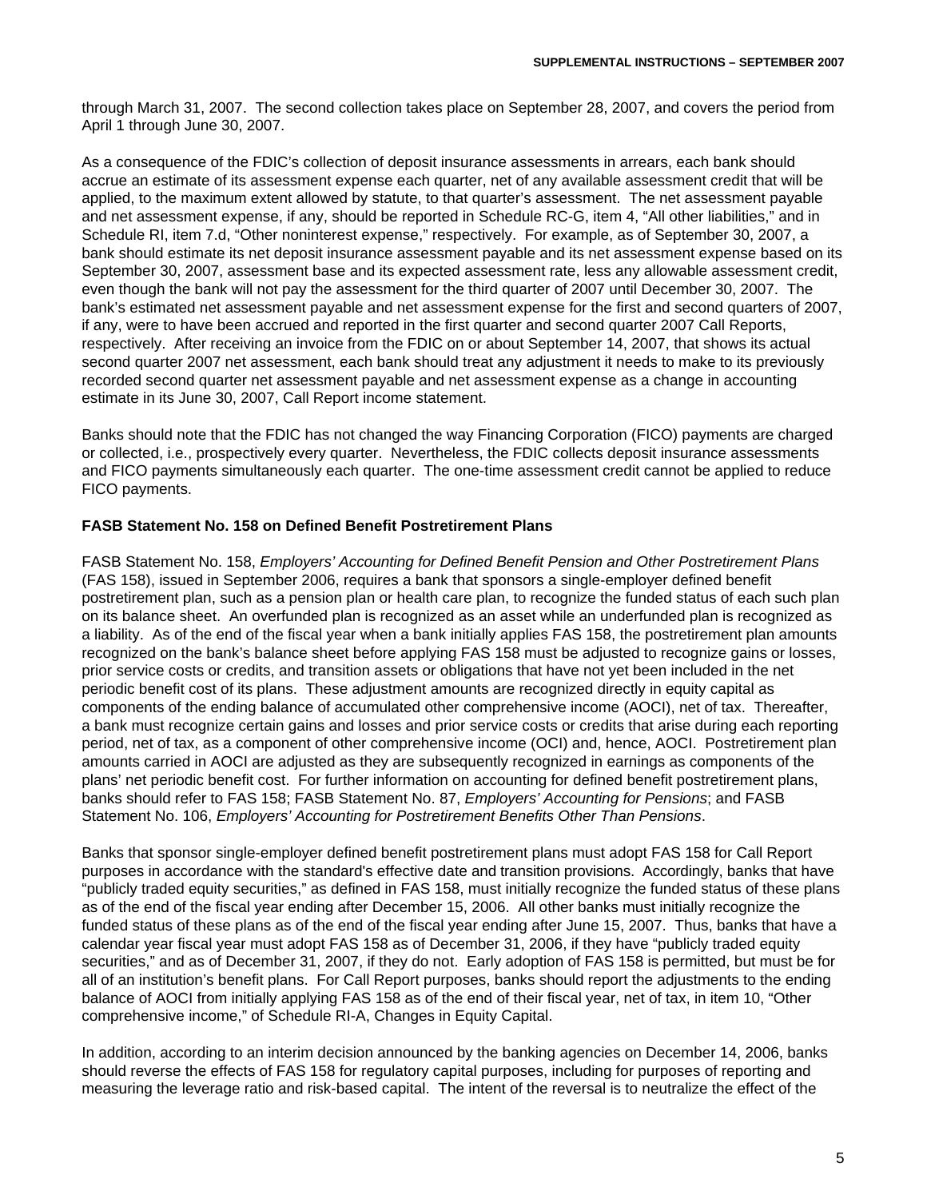through March 31, 2007. The second collection takes place on September 28, 2007, and covers the period from April 1 through June 30, 2007.

As a consequence of the FDIC's collection of deposit insurance assessments in arrears, each bank should accrue an estimate of its assessment expense each quarter, net of any available assessment credit that will be applied, to the maximum extent allowed by statute, to that quarter's assessment. The net assessment payable and net assessment expense, if any, should be reported in Schedule RC-G, item 4, "All other liabilities," and in Schedule RI, item 7.d, "Other noninterest expense," respectively. For example, as of September 30, 2007, a bank should estimate its net deposit insurance assessment payable and its net assessment expense based on its September 30, 2007, assessment base and its expected assessment rate, less any allowable assessment credit, even though the bank will not pay the assessment for the third quarter of 2007 until December 30, 2007. The bank's estimated net assessment payable and net assessment expense for the first and second quarters of 2007, if any, were to have been accrued and reported in the first quarter and second quarter 2007 Call Reports, respectively. After receiving an invoice from the FDIC on or about September 14, 2007, that shows its actual second quarter 2007 net assessment, each bank should treat any adjustment it needs to make to its previously recorded second quarter net assessment payable and net assessment expense as a change in accounting estimate in its June 30, 2007, Call Report income statement.

Banks should note that the FDIC has not changed the way Financing Corporation (FICO) payments are charged or collected, i.e., prospectively every quarter. Nevertheless, the FDIC collects deposit insurance assessments and FICO payments simultaneously each quarter. The one-time assessment credit cannot be applied to reduce FICO payments.

**FASB Statement No. 158 on Defined Benefit Postretirement Plans**

FASB Statement No. 158, *Employers' Accounting for Defined Benefit Pension and Other Postretirement Plans* (FAS 158), issued in September 2006, requires a bank that sponsors a single-employer defined benefit postretirement plan, such as a pension plan or health care plan, to recognize the funded status of each such plan on its balance sheet. An overfunded plan is recognized as an asset while an underfunded plan is recognized as a liability. As of the end of the fiscal year when a bank initially applies FAS 158, the postretirement plan amounts recognized on the bank's balance sheet before applying FAS 158 must be adjusted to recognize gains or losses, prior service costs or credits, and transition assets or obligations that have not yet been included in the net periodic benefit cost of its plans. These adjustment amounts are recognized directly in equity capital as components of the ending balance of accumulated other comprehensive income (AOCI), net of tax. Thereafter, a bank must recognize certain gains and losses and prior service costs or credits that arise during each reporting period, net of tax, as a component of other comprehensive income (OCI) and, hence, AOCI. Postretirement plan amounts carried in AOCI are adjusted as they are subsequently recognized in earnings as components of the plans' net periodic benefit cost. For further information on accounting for defined benefit postretirement plans, banks should refer to FAS 158; FASB Statement No. 87, *Employers' Accounting for Pensions*; and FASB Statement No. 106, *Employers' Accounting for Postretirement Benefits Other Than Pensions*.

Banks that sponsor single-employer defined benefit postretirement plans must adopt FAS 158 for Call Report purposes in accordance with the standard's effective date and transition provisions. Accordingly, banks that have "publicly traded equity securities," as defined in FAS 158, must initially recognize the funded status of these plans as of the end of the fiscal year ending after December 15, 2006. All other banks must initially recognize the funded status of these plans as of the end of the fiscal year ending after June 15, 2007. Thus, banks that have a calendar year fiscal year must adopt FAS 158 as of December 31, 2006, if they have "publicly traded equity securities," and as of December 31, 2007, if they do not. Early adoption of FAS 158 is permitted, but must be for all of an institution's benefit plans. For Call Report purposes, banks should report the adjustments to the ending balance of AOCI from initially applying FAS 158 as of the end of their fiscal year, net of tax, in item 10, "Other comprehensive income," of Schedule RI-A, Changes in Equity Capital.

In addition, according to an interim decision announced by the banking agencies on December 14, 2006, banks should reverse the effects of FAS 158 for regulatory capital purposes, including for purposes of reporting and measuring the leverage ratio and risk-based capital. The intent of the reversal is to neutralize the effect of the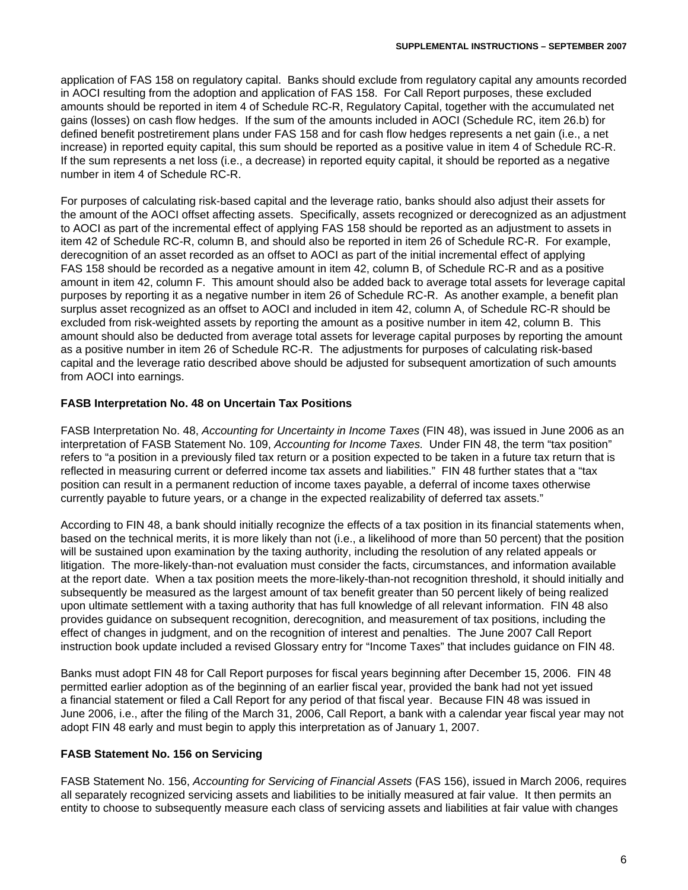application of FAS 158 on regulatory capital. Banks should exclude from regulatory capital any amounts recorded in AOCI resulting from the adoption and application of FAS 158. For Call Report purposes, these excluded amounts should be reported in item 4 of Schedule RC-R, Regulatory Capital, together with the accumulated net gains (losses) on cash flow hedges. If the sum of the amounts included in AOCI (Schedule RC, item 26.b) for defined benefit postretirement plans under FAS 158 and for cash flow hedges represents a net gain (i.e., a net increase) in reported equity capital, this sum should be reported as a positive value in item 4 of Schedule RC-R. If the sum represents a net loss (i.e., a decrease) in reported equity capital, it should be reported as a negative number in item 4 of Schedule RC-R.

For purposes of calculating risk-based capital and the leverage ratio, banks should also adjust their assets for the amount of the AOCI offset affecting assets. Specifically, assets recognized or derecognized as an adjustment to AOCI as part of the incremental effect of applying FAS 158 should be reported as an adjustment to assets in item 42 of Schedule RC-R, column B, and should also be reported in item 26 of Schedule RC-R. For example, derecognition of an asset recorded as an offset to AOCI as part of the initial incremental effect of applying FAS 158 should be recorded as a negative amount in item 42, column B, of Schedule RC-R and as a positive amount in item 42, column F. This amount should also be added back to average total assets for leverage capital purposes by reporting it as a negative number in item 26 of Schedule RC-R. As another example, a benefit plan surplus asset recognized as an offset to AOCI and included in item 42, column A, of Schedule RC-R should be excluded from risk-weighted assets by reporting the amount as a positive number in item 42, column B. This amount should also be deducted from average total assets for leverage capital purposes by reporting the amount as a positive number in item 26 of Schedule RC-R. The adjustments for purposes of calculating risk-based capital and the leverage ratio described above should be adjusted for subsequent amortization of such amounts from AOCI into earnings.

### FASB Interpretation No. 48 on Uncertain Tax Positions

FASB Interpretation No. 48, *Accounting for Uncertainty in Income Taxes* (FIN 48), was issued in June 2006 as an interpretation of FASB Statement No. 109, *Accounting for Income Taxes.* Under FIN 48, the term "tax position" refers to "a position in a previously filed tax return or a position expected to be taken in a future tax return that is reflected in measuring current or deferred income tax assets and liabilities." FIN 48 further states that a "tax position can result in a permanent reduction of income taxes payable, a deferral of income taxes otherwise currently payable to future years, or a change in the expected realizability of deferred tax assets."

According to FIN 48, a bank should initially recognize the effects of a tax position in its financial statements when, based on the technical merits, it is more likely than not (i.e., a likelihood of more than 50 percent) that the position will be sustained upon examination by the taxing authority, including the resolution of any related appeals or litigation. The more-likely-than-not evaluation must consider the facts, circumstances, and information available at the report date. When a tax position meets the more-likely-than-not recognition threshold, it should initially and subsequently be measured as the largest amount of tax benefit greater than 50 percent likely of being realized upon ultimate settlement with a taxing authority that has full knowledge of all relevant information. FIN 48 also provides guidance on subsequent recognition, derecognition, and measurement of tax positions, including the effect of changes in judgment, and on the recognition of interest and penalties. The June 2007 Call Report instruction book update included a revised Glossary entry for "Income Taxes" that includes guidance on FIN 48.

Banks must adopt FIN 48 for Call Report purposes for fiscal years beginning after December 15, 2006. FIN 48 permitted earlier adoption as of the beginning of an earlier fiscal year, provided the bank had not yet issued a financial statement or filed a Call Report for any period of that fiscal year. Because FIN 48 was issued in June 2006, i.e., after the filing of the March 31, 2006, Call Report, a bank with a calendar year fiscal year may not adopt FIN 48 early and must begin to apply this interpretation as of January 1, 2007.

### FASB Statement No. 156 on Servicing

FASB Statement No. 156, *Accounting for Servicing of Financial Assets* (FAS 156), issued in March 2006, requires all separately recognized servicing assets and liabilities to be initially measured at fair value. It then permits an entity to choose to subsequently measure each class of servicing assets and liabilities at fair value with changes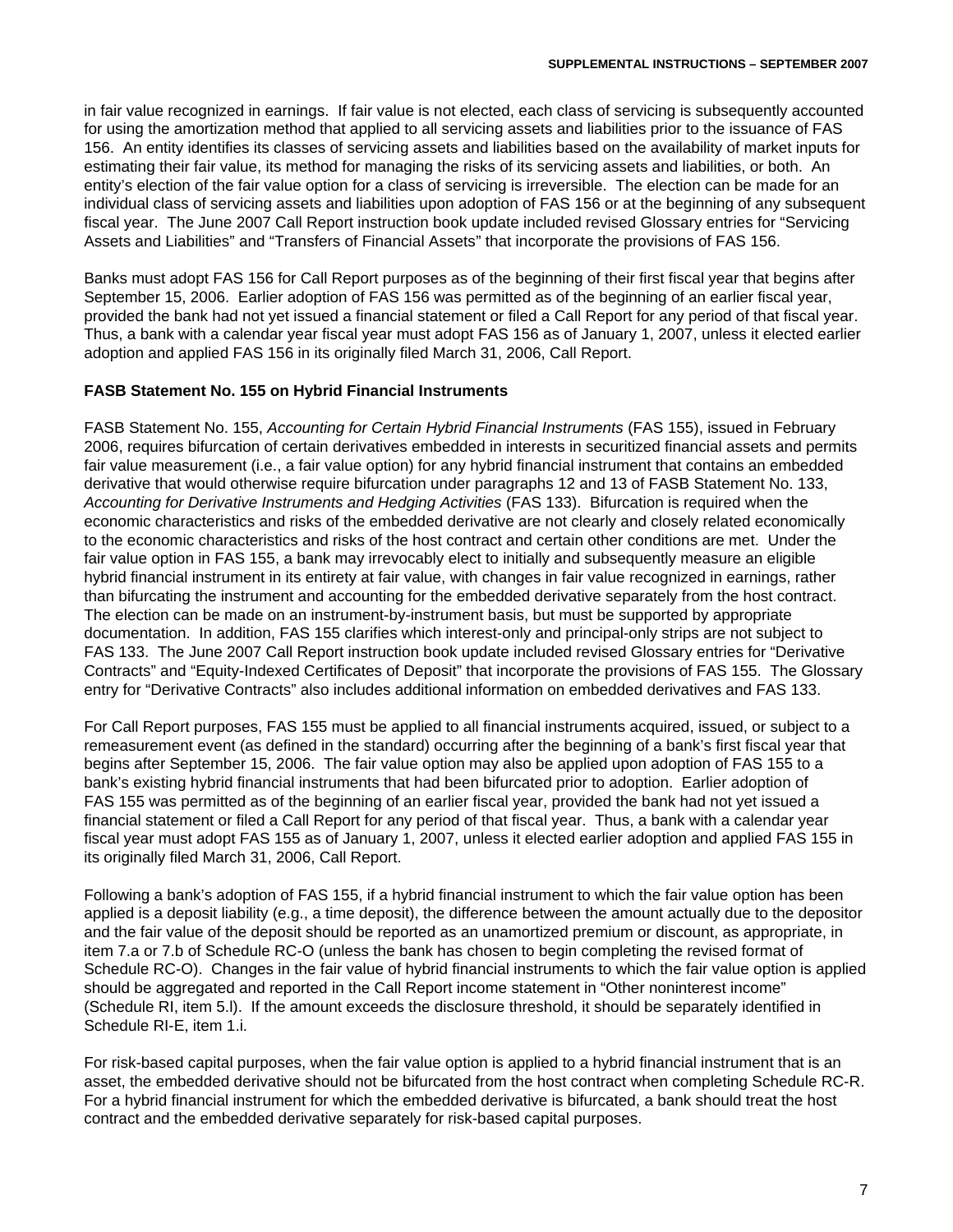in fair value recognized in earnings. If fair value is not elected, each class of servicing is subsequently accounted for using the amortization method that applied to all servicing assets and liabilities prior to the issuance of FAS 156. An entity identifies its classes of servicing assets and liabilities based on the availability of market inputs for estimating their fair value, its method for managing the risks of its servicing assets and liabilities, or both. An entity's election of the fair value option for a class of servicing is irreversible. The election can be made for an individual class of servicing assets and liabilities upon adoption of FAS 156 or at the beginning of any subsequent fiscal year. The June 2007 Call Report instruction book update included revised Glossary entries for "Servicing Assets and Liabilities" and "Transfers of Financial Assets" that incorporate the provisions of FAS 156.

Banks must adopt FAS 156 for Call Report purposes as of the beginning of their first fiscal year that begins after September 15, 2006. Earlier adoption of FAS 156 was permitted as of the beginning of an earlier fiscal year, provided the bank had not yet issued a financial statement or filed a Call Report for any period of that fiscal year. Thus, a bank with a calendar year fiscal year must adopt FAS 156 as of January 1, 2007, unless it elected earlier adoption and applied FAS 156 in its originally filed March 31, 2006, Call Report.

**FASB Statement No. 155 on Hybrid Financial Instruments**

FASB Statement No. 155, *Accounting for Certain Hybrid Financial Instruments* (FAS 155), issued in February 2006, requires bifurcation of certain derivatives embedded in interests in securitized financial assets and permits fair value measurement (i.e., a fair value option) for any hybrid financial instrument that contains an embedded derivative that would otherwise require bifurcation under paragraphs 12 and 13 of FASB Statement No. 133, *Accounting for Derivative Instruments and Hedging Activities* (FAS 133). Bifurcation is required when the economic characteristics and risks of the embedded derivative are not clearly and closely related economically to the economic characteristics and risks of the host contract and certain other conditions are met. Under the fair value option in FAS 155, a bank may irrevocably elect to initially and subsequently measure an eligible hybrid financial instrument in its entirety at fair value, with changes in fair value recognized in earnings, rather than bifurcating the instrument and accounting for the embedded derivative separately from the host contract. The election can be made on an instrument-by-instrument basis, but must be supported by appropriate documentation. In addition, FAS 155 clarifies which interest-only and principal-only strips are not subject to FAS 133. The June 2007 Call Report instruction book update included revised Glossary entries for "Derivative Contracts" and "Equity-Indexed Certificates of Deposit" that incorporate the provisions of FAS 155. The Glossary entry for "Derivative Contracts" also includes additional information on embedded derivatives and FAS 133.

For Call Report purposes, FAS 155 must be applied to all financial instruments acquired, issued, or subject to a remeasurement event (as defined in the standard) occurring after the beginning of a bank's first fiscal year that begins after September 15, 2006. The fair value option may also be applied upon adoption of FAS 155 to a bank's existing hybrid financial instruments that had been bifurcated prior to adoption. Earlier adoption of FAS 155 was permitted as of the beginning of an earlier fiscal year, provided the bank had not yet issued a financial statement or filed a Call Report for any period of that fiscal year. Thus, a bank with a calendar year fiscal year must adopt FAS 155 as of January 1, 2007, unless it elected earlier adoption and applied FAS 155 in its originally filed March 31, 2006, Call Report.

Following a bank's adoption of FAS 155, if a hybrid financial instrument to which the fair value option has been applied is a deposit liability (e.g., a time deposit), the difference between the amount actually due to the depositor and the fair value of the deposit should be reported as an unamortized premium or discount, as appropriate, in item 7.a or 7.b of Schedule RC-O (unless the bank has chosen to begin completing the revised format of Schedule RC-O). Changes in the fair value of hybrid financial instruments to which the fair value option is applied should be aggregated and reported in the Call Report income statement in "Other noninterest income" (Schedule RI, item 5.l). If the amount exceeds the disclosure threshold, it should be separately identified in Schedule RI-E, item 1.i.

For risk-based capital purposes, when the fair value option is applied to a hybrid financial instrument that is an asset, the embedded derivative should not be bifurcated from the host contract when completing Schedule RC-R. For a hybrid financial instrument for which the embedded derivative is bifurcated, a bank should treat the host contract and the embedded derivative separately for risk-based capital purposes.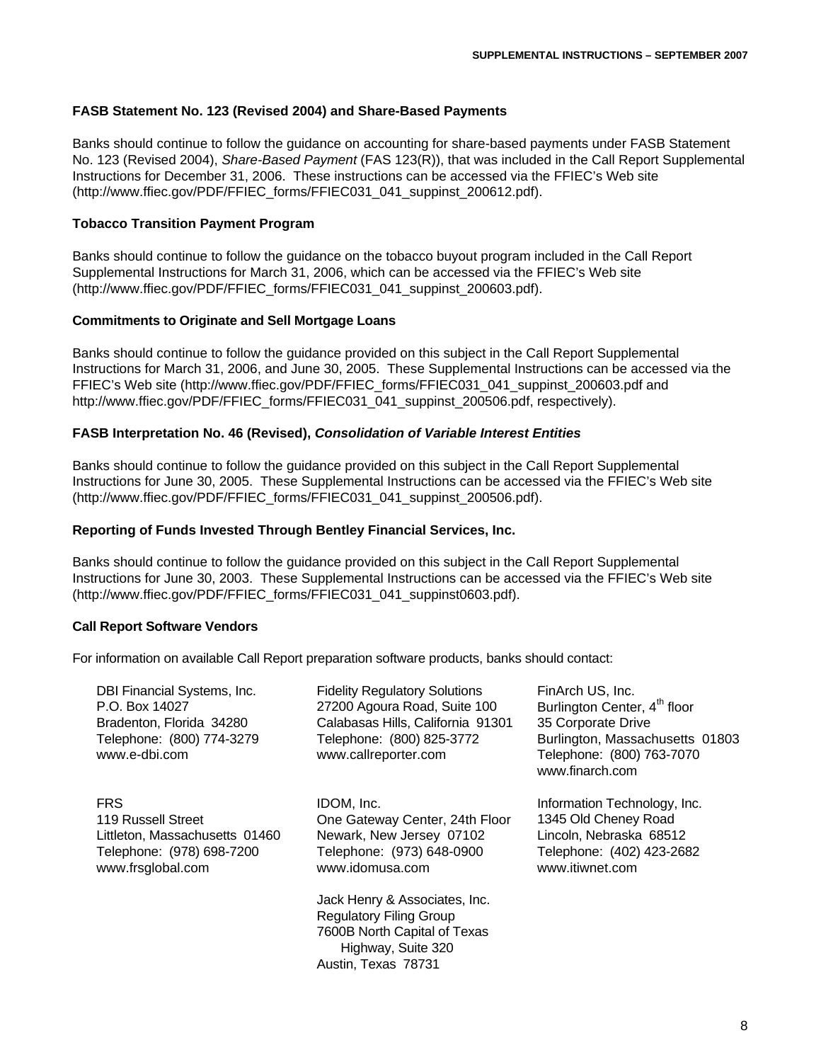### FASB Statement No. 123 (Revised 2004) and Share-Based Payments

Banks should continue to follow the guidance on accounting for share-based payments under FASB Statement No. 123 (Revised 2004), *Share-Based Payment* (FAS 123(R)), that was included in the Call Report Supplemental Instructions for December 31, 2006. These instructions can be accessed via the FFIEC's Web site (http://www.ffiec.gov/PDF/FFIEC_forms/FFIEC031_041_suppinst_200612.pdf).

### Tobacco Transition Payment Program

Banks should continue to follow the guidance on the tobacco buyout program included in the Call Report Supplemental Instructions for March 31, 2006, which can be accessed via the FFIEC's Web site (http://www.ffiec.gov/PDF/FFIEC_forms/FFIEC031_041_suppinst_200603.pdf).

### Commitments to Originate and Sell Mortgage Loans

Banks should continue to follow the guidance provided on this subject in the Call Report Supplemental Instructions for March 31, 2006, and June 30, 2005. These Supplemental Instructions can be accessed via the FFIEC's Web site (http://www.ffiec.gov/PDF/FFIEC_forms/FFIEC031_041_suppinst_200603.pdf and http://www.ffiec.gov/PDF/FFIEC_forms/FFIEC031_041_suppinst_200506.pdf, respectively).

### FASB Interpretation No. 46 (Revised), *Consolidation of Variable Interest Entities*

Banks should continue to follow the guidance provided on this subject in the Call Report Supplemental Instructions for June 30, 2005. These Supplemental Instructions can be accessed via the FFIEC's Web site (http://www.ffiec.gov/PDF/FFIEC_forms/FFIEC031_041_suppinst_200506.pdf).

### Reporting of Funds Invested Through Bentley Financial Services, Inc.

Banks should continue to follow the guidance provided on this subject in the Call Report Supplemental Instructions for June 30, 2003. These Supplemental Instructions can be accessed via the FFIEC's Web site (http://www.ffiec.gov/PDF/FFIEC_forms/FFIEC031_041_suppinst0603.pdf).

### Call Report Software Vendors

For information on available Call Report preparation software products, banks should contact:

DBI Financial Systems, Inc.
P.O. Box 14027
Bradenton, Florida 34280
Telephone: (800) 774-3279
www.e-dbi.com

Fidelity Regulatory Solutions
27200 Agoura Road, Suite 100
Calabasas Hills, California 91301
Telephone: (800) 825-3772
www.callreporter.com

FinArch US, Inc.
Burlington Center, 4th floor
35 Corporate Drive
Burlington, Massachusetts 01803
Telephone: (800) 763-7070
www.finarch.com

FRS
119 Russell Street
Littleton, Massachusetts 01460
Telephone: (978) 698-7200
www.frsglobal.com

IDOM, Inc.
One Gateway Center, 24th Floor
Newark, New Jersey 07102
Telephone: (973) 648-0900
www.idomusa.com

Information Technology, Inc.
1345 Old Cheney Road
Lincoln, Nebraska 68512
Telephone: (402) 423-2682
www.itiwnet.com

Jack Henry & Associates, Inc.
Regulatory Filing Group
7600B North Capital of Texas Highway, Suite 320
Austin, Texas 78731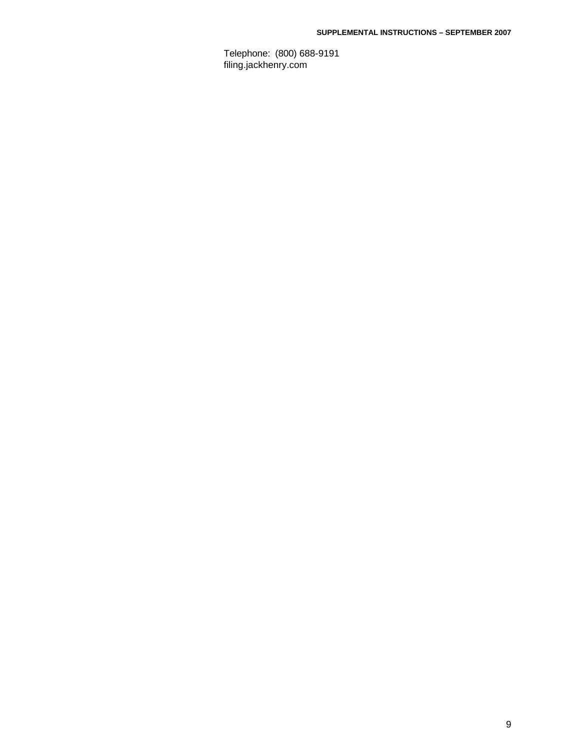Telephone: (800) 688-9191
filing.jackhenry.com